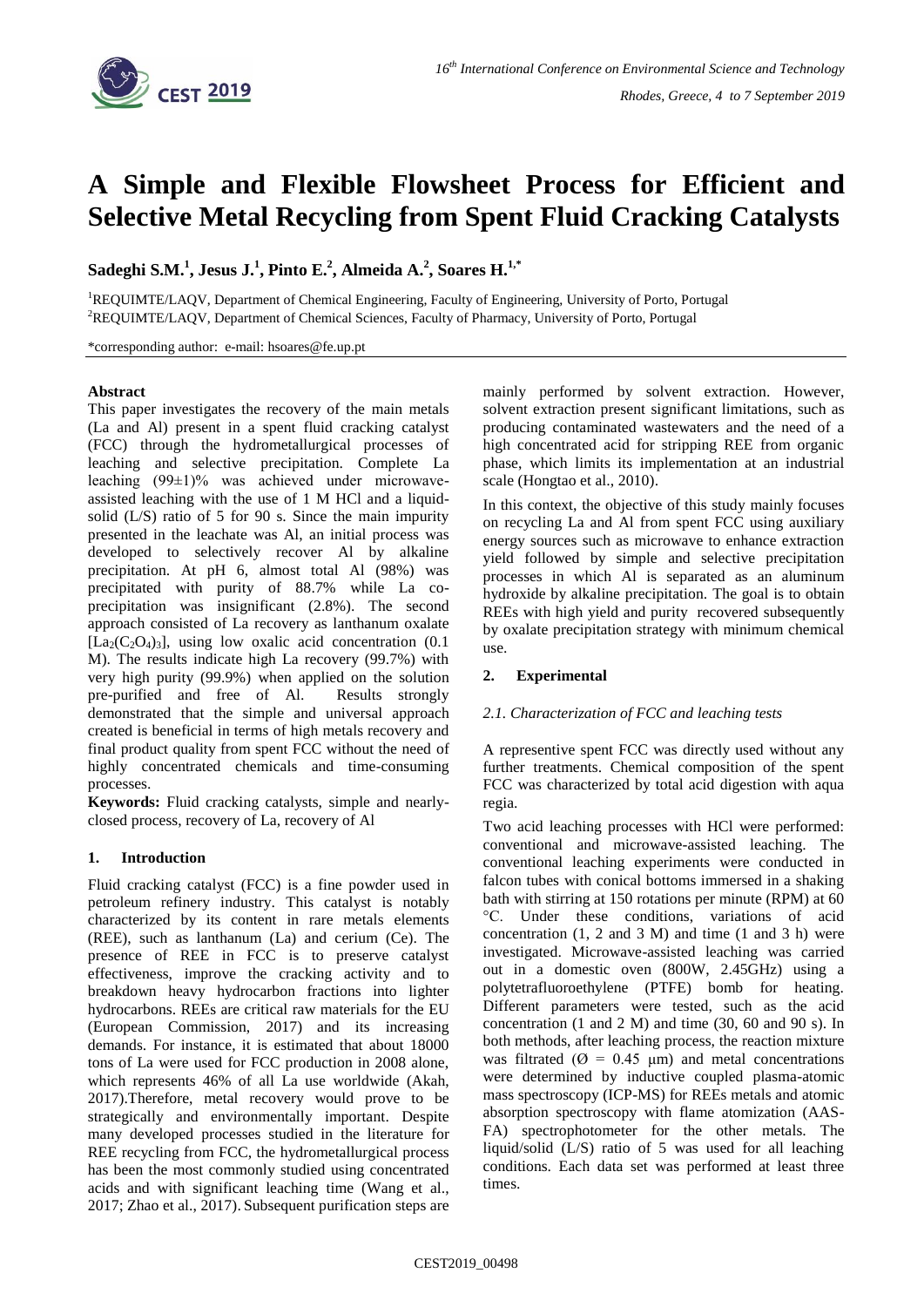# A Simple and Flexible Flowsheet Process for Efficient and Selective Metal Recycling from Spent Fluid Cracking Catalysts

**Sadeghi S.M.[1], Jesus J.[1], Pinto E.[2], Almeida A.[2], Soares H.[1,*]**

[1]REQUIMTE/LAQV, Department of Chemical Engineering, Faculty of Engineering, University of Porto, Portugal
[2]REQUIMTE/LAQV, Department of Chemical Sciences, Faculty of Pharmacy, University of Porto, Portugal

*corresponding author: e-mail: hsoares@fe.up.pt

**Abstract**

This paper investigates the recovery of the main metals (La and Al) present in a spent fluid cracking catalyst (FCC) through the hydrometallurgical processes of leaching and selective precipitation. Complete La leaching (99±1)% was achieved under microwave-assisted leaching with the use of 1 M HCl and a liquid-solid (L/S) ratio of 5 for 90 s. Since the main impurity presented in the leachate was Al, an initial process was developed to selectively recover Al by alkaline precipitation. At pH 6, almost total Al (98%) was precipitated with purity of 88.7% while La co-precipitation was insignificant (2.8%). The second approach consisted of La recovery as lanthanum oxalate [$La_2(C_2O_4)_3$], using low oxalic acid concentration (0.1 M). The results indicate high La recovery (99.7%) with very high purity (99.9%) when applied on the solution pre-purified and free of Al. Results strongly demonstrated that the simple and universal approach created is beneficial in terms of high metals recovery and final product quality from spent FCC without the need of highly concentrated chemicals and time-consuming processes.

**Keywords:** Fluid cracking catalysts, simple and nearly-closed process, recovery of La, recovery of Al

## 1. Introduction

Fluid cracking catalyst (FCC) is a fine powder used in petroleum refinery industry. This catalyst is notably characterized by its content in rare metals elements (REE), such as lanthanum (La) and cerium (Ce). The presence of REE in FCC is to preserve catalyst effectiveness, improve the cracking activity and to breakdown heavy hydrocarbon fractions into lighter hydrocarbons. REEs are critical raw materials for the EU (European Commission, 2017) and its increasing demands. For instance, it is estimated that about 18000 tons of La were used for FCC production in 2008 alone, which represents 46% of all La use worldwide (Akah, 2017).Therefore, metal recovery would prove to be strategically and environmentally important. Despite many developed processes studied in the literature for REE recycling from FCC, the hydrometallurgical process has been the most commonly studied using concentrated acids and with significant leaching time (Wang et al., 2017; Zhao et al., 2017). Subsequent purification steps are mainly performed by solvent extraction. However, solvent extraction present significant limitations, such as producing contaminated wastewaters and the need of a high concentrated acid for stripping REE from organic phase, which limits its implementation at an industrial scale (Hongtao et al., 2010).

In this context, the objective of this study mainly focuses on recycling La and Al from spent FCC using auxiliary energy sources such as microwave to enhance extraction yield followed by simple and selective precipitation processes in which Al is separated as an aluminum hydroxide by alkaline precipitation. The goal is to obtain REEs with high yield and purity recovered subsequently by oxalate precipitation strategy with minimum chemical use.

## 2. Experimental

### *2.1. Characterization of FCC and leaching tests*

A representive spent FCC was directly used without any further treatments. Chemical composition of the spent FCC was characterized by total acid digestion with aqua regia.

Two acid leaching processes with HCl were performed: conventional and microwave-assisted leaching. The conventional leaching experiments were conducted in falcon tubes with conical bottoms immersed in a shaking bath with stirring at 150 rotations per minute (RPM) at 60 °C. Under these conditions, variations of acid concentration (1, 2 and 3 M) and time (1 and 3 h) were investigated. Microwave-assisted leaching was carried out in a domestic oven (800W, 2.45GHz) using a polytetrafluoroethylene (PTFE) bomb for heating. Different parameters were tested, such as the acid concentration (1 and 2 M) and time (30, 60 and 90 s). In both methods, after leaching process, the reaction mixture was filtrated ($Ø = 0.45$ μm) and metal concentrations were determined by inductive coupled plasma-atomic mass spectroscopy (ICP-MS) for REEs metals and atomic absorption spectroscopy with flame atomization (AAS-FA) spectrophotometer for the other metals. The liquid/solid (L/S) ratio of 5 was used for all leaching conditions. Each data set was performed at least three times.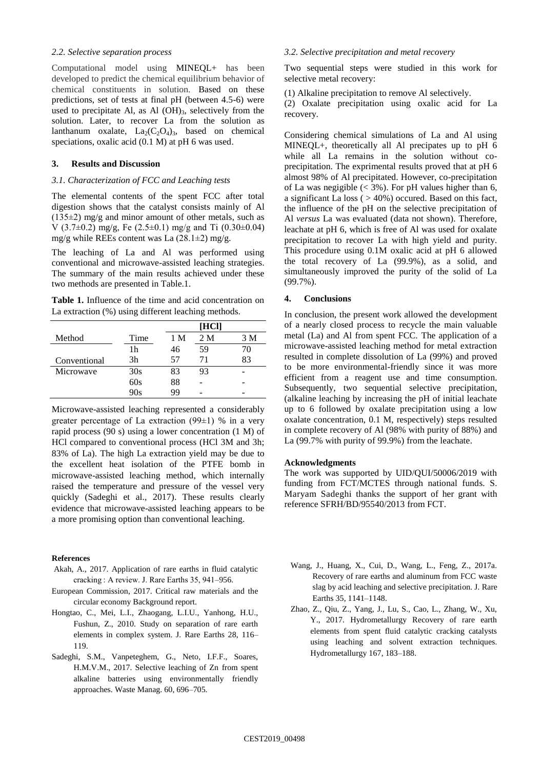### 2.2. Selective separation process

Computational model using MINEQL+ has been developed to predict the chemical equilibrium behavior of chemical constituents in solution. Based on these predictions, set of tests at final pH (between 4.5-6) were used to precipitate Al, as Al $(OH)_3$, selectively from the solution. Later, to recover La from the solution as lanthanum oxalate, $La_2(C_2O_4)_3$, based on chemical speciations, oxalic acid (0.1 M) at pH 6 was used.

## 3. Results and Discussion

### 3.1. Characterization of FCC and Leaching tests

The elemental contents of the spent FCC after total digestion shows that the catalyst consists mainly of Al (135±2) mg/g and minor amount of other metals, such as V (3.7±0.2) mg/g, Fe (2.5±0.1) mg/g and Ti (0.30±0.04) mg/g while REEs content was La (28.1±2) mg/g.

The leaching of La and Al was performed using conventional and microwave-assisted leaching strategies. The summary of the main results achieved under these two methods are presented in Table.1.

**Table 1.** Influence of the time and acid concentration on La extraction (%) using different leaching methods.

| | | [HCl] | | |
|---|---|---|---|---|
| Method | Time | 1 M | 2 M | 3 M |
| | 1h | 46 | 59 | 70 |
| Conventional | 3h | 57 | 71 | 83 |
| Microwave | 30s | 83 | 93 | - |
| | 60s | 88 | - | - |
| | 90s | 99 | - | - |

Microwave-assisted leaching represented a considerably greater percentage of La extraction (99±1) % in a very rapid process (90 s) using a lower concentration (1 M) of HCl compared to conventional process (HCl 3M and 3h; 83% of La). The high La extraction yield may be due to the excellent heat isolation of the PTFE bomb in microwave-assisted leaching method, which internally raised the temperature and pressure of the vessel very quickly (Sadeghi et al., 2017). These results clearly evidence that microwave-assisted leaching appears to be a more promising option than conventional leaching.

### 3.2. Selective precipitation and metal recovery

Two sequential steps were studied in this work for selective metal recovery:

(1) Alkaline precipitation to remove Al selectively.

(2) Oxalate precipitation using oxalic acid for La recovery.

Considering chemical simulations of La and Al using MINEQL+, theoretically all Al precipates up to pH 6 while all La remains in the solution without co-precipitation. The exprimental results proved that at pH 6 almost 98% of Al precipitated. However, co-precipitation of La was negigible (< 3%). For pH values higher than 6, a significant La loss ( > 40%) occured. Based on this fact, the influence of the pH on the selective precipitation of Al *versus* La was evaluated (data not shown). Therefore, leachate at pH 6, which is free of Al was used for oxalate precipitation to recover La with high yield and purity. This procedure using 0.1M oxalic acid at pH 6 allowed the total recovery of La (99.9%), as a solid, and simultaneously improved the purity of the solid of La (99.7%).

## 4. Conclusions

In conclusion, the present work allowed the development of a nearly closed process to recycle the main valuable metal (La) and Al from spent FCC. The application of a microwave-assisted leaching method for metal extraction resulted in complete dissolution of La (99%) and proved to be more environmental-friendly since it was more efficient from a reagent use and time consumption. Subsequently, two sequential selective precipitation, (alkaline leaching by increasing the pH of initial leachate up to 6 followed by oxalate precipitation using a low oxalate concentration, 0.1 M, respectively) steps resulted in complete recovery of Al (98% with purity of 88%) and La (99.7% with purity of 99.9%) from the leachate.

### Acknowledgments

The work was supported by UID/QUI/50006/2019 with funding from FCT/MCTES through national funds. S. Maryam Sadeghi thanks the support of her grant with reference SFRH/BD/95540/2013 from FCT.

### References

Akah, A., 2017. Application of rare earths in fluid catalytic cracking : A review. J. Rare Earths 35, 941–956.

European Commission, 2017. Critical raw materials and the circular economy Background report.

Hongtao, C., Mei, L.I., Zhaogang, L.I.U., Yanhong, H.U., Fushun, Z., 2010. Study on separation of rare earth elements in complex system. J. Rare Earths 28, 116–119.

Sadeghi, S.M., Vanpeteghem, G., Neto, I.F.F., Soares, H.M.V.M., 2017. Selective leaching of Zn from spent alkaline batteries using environmentally friendly approaches. Waste Manag. 60, 696–705.

Wang, J., Huang, X., Cui, D., Wang, L., Feng, Z., 2017a. Recovery of rare earths and aluminum from FCC waste slag by acid leaching and selective precipitation. J. Rare Earths 35, 1141–1148.

Zhao, Z., Qiu, Z., Yang, J., Lu, S., Cao, L., Zhang, W., Xu, Y., 2017. Hydrometallurgy Recovery of rare earth elements from spent fluid catalytic cracking catalysts using leaching and solvent extraction techniques. Hydrometallurgy 167, 183–188.